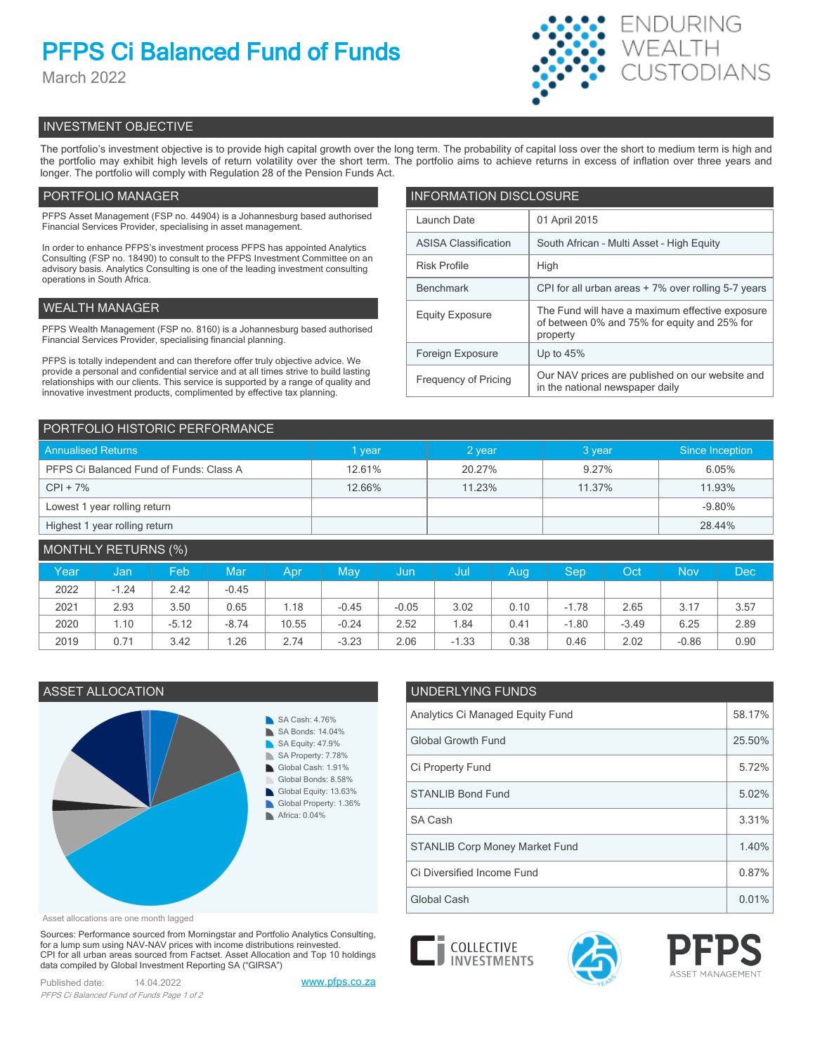# PFPS Ci Balanced Fund of Funds

March 2022

ENDURING WEALTH CUSTODIANS

## INVESTMENT OBJECTIVE

The portfolio's investment objective is to provide high capital growth over the long term. The probability of capital loss over the short to medium term is high and the portfolio may exhibit high levels of return volatility over the short term. The portfolio aims to achieve returns in excess of inflation over three years and longer. The portfolio will comply with Regulation 28 of the Pension Funds Act.

## PORTFOLIO MANAGER

PFPS Asset Management (FSP no. 44904) is a Johannesburg based authorised Financial Services Provider, specialising in asset management.

In order to enhance PFPS's investment process PFPS has appointed Analytics Consulting (FSP no. 18490) to consult to the PFPS Investment Committee on an advisory basis. Analytics Consulting is one of the leading investment consulting operations in South Africa.

## WEALTH MANAGER

PFPS Wealth Management (FSP no. 8160) is a Johannesburg based authorised Financial Services Provider, specialising financial planning.

PFPS is totally independent and can therefore offer truly objective advice. We provide a personal and confidential service and at all times strive to build lasting relationships with our clients. This service is supported by a range of quality and innovative investment products, complimented by effective tax planning.

## INFORMATION DISCLOSURE

| | |
|---|---|
| Launch Date | 01 April 2015 |
| ASISA Classification | South African - Multi Asset - High Equity |
| Risk Profile | High |
| Benchmark | CPI for all urban areas + 7% over rolling 5-7 years |
| Equity Exposure | The Fund will have a maximum effective exposure of between 0% and 75% for equity and 25% for property |
| Foreign Exposure | Up to 45% |
| Frequency of Pricing | Our NAV prices are published on our website and in the national newspaper daily |

## PORTFOLIO HISTORIC PERFORMANCE

| Annualised Returns | 1 year | 2 year | 3 year | Since Inception |
|---|---|---|---|---|
| PFPS Ci Balanced Fund of Funds: Class A | 12.61% | 20.27% | 9.27% | 6.05% |
| CPI + 7% | 12.66% | 11.23% | 11.37% | 11.93% |
| Lowest 1 year rolling return | | | | -9.80% |
| Highest 1 year rolling return | | | | 28.44% |

## MONTHLY RETURNS (%)

| Year | Jan | Feb | Mar | Apr | May | Jun | Jul | Aug | Sep | Oct | Nov | Dec |
|---|---|---|---|---|---|---|---|---|---|---|---|---|
| 2022 | -1.24 | 2.42 | -0.45 | | | | | | | | | |
| 2021 | 2.93 | 3.50 | 0.65 | 1.18 | -0.45 | -0.05 | 3.02 | 0.10 | -1.78 | 2.65 | 3.17 | 3.57 |
| 2020 | 1.10 | -5.12 | -8.74 | 10.55 | -0.24 | 2.52 | 1.84 | 0.41 | -1.80 | -3.49 | 6.25 | 2.89 |
| 2019 | 0.71 | 3.42 | 1.26 | 2.74 | -3.23 | 2.06 | -1.33 | 0.38 | 0.46 | 2.02 | -0.86 | 0.90 |

## ASSET ALLOCATION

- SA Cash: 4.76%
- SA Bonds: 14.04%
- SA Equity: 47.9%
- SA Property: 7.78%
- Global Cash: 1.91%
- Global Bonds: 8.58%
- Global Equity: 13.63%
- Global Property: 1.36%
- Africa: 0.04%

Asset allocations are one month lagged

## UNDERLYING FUNDS

| | |
|---|---|
| Analytics Ci Managed Equity Fund | 58.17% |
| Global Growth Fund | 25.50% |
| Ci Property Fund | 5.72% |
| STANLIB Bond Fund | 5.02% |
| SA Cash | 3.31% |
| STANLIB Corp Money Market Fund | 1.40% |
| Ci Diversified Income Fund | 0.87% |
| Global Cash | 0.01% |

Sources: Performance sourced from Morningstar and Portfolio Analytics Consulting, for a lump sum using NAV-NAV prices with income distributions reinvested. CPI for all urban areas sourced from Factset. Asset Allocation and Top 10 holdings data compiled by Global Investment Reporting SA ("GIRSA")

Published date: 14.04.2022

www.pfps.co.za

Ci COLLECTIVE INVESTMENTS

PFPS ASSET MANAGEMENT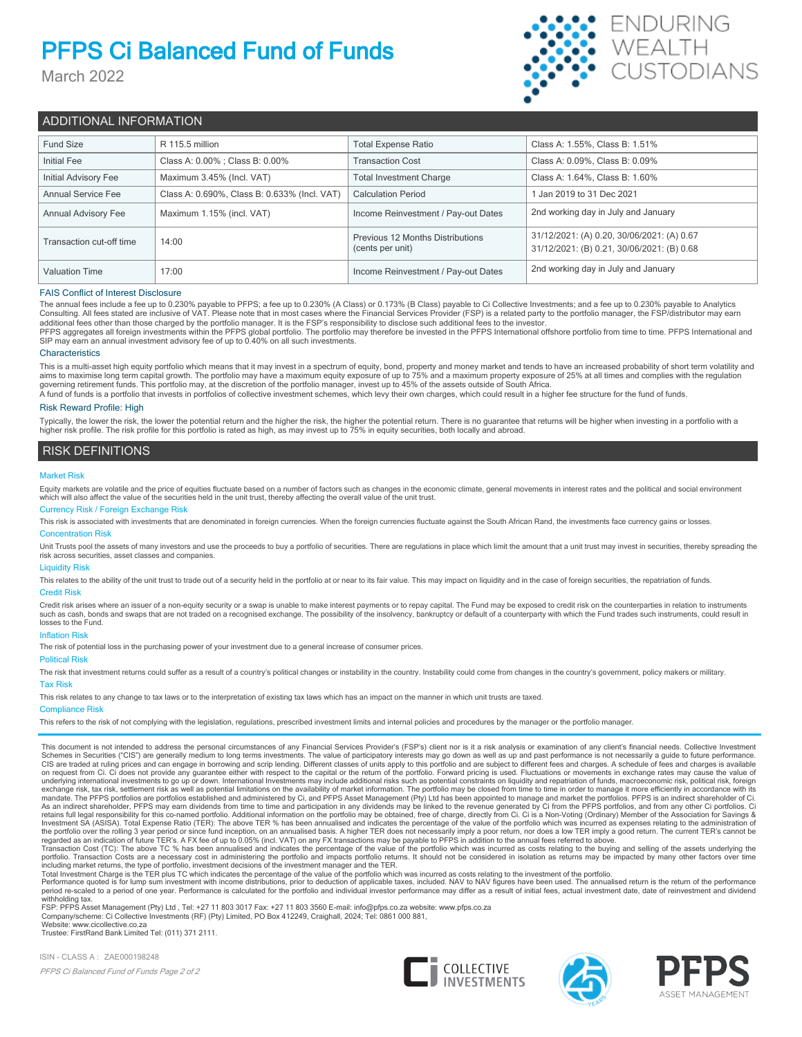# PFPS Ci Balanced Fund of Funds

March 2022

ENDURING WEALTH CUSTODIANS

## ADDITIONAL INFORMATION

| | | | |
|---|---|---|---|
| Fund Size | R 115.5 million | Total Expense Ratio | Class A: 1.55%, Class B: 1.51% |
| Initial Fee | Class A: 0.00% ; Class B: 0.00% | Transaction Cost | Class A: 0.09%, Class B: 0.09% |
| Initial Advisory Fee | Maximum 3.45% (Incl. VAT) | Total Investment Charge | Class A: 1.64%, Class B: 1.60% |
| Annual Service Fee | Class A: 0.690%, Class B: 0.633% (Incl. VAT) | Calculation Period | 1 Jan 2019 to 31 Dec 2021 |
| Annual Advisory Fee | Maximum 1.15% (incl. VAT) | Income Reinvestment / Pay-out Dates | 2nd working day in July and January |
| Transaction cut-off time | 14:00 | Previous 12 Months Distributions (cents per unit) | 31/12/2021: (A) 0.20, 30/06/2021: (A) 0.67<br>31/12/2021: (B) 0.21, 30/06/2021: (B) 0.68 |
| Valuation Time | 17:00 | Income Reinvestment / Pay-out Dates | 2nd working day in July and January |

### FAIS Conflict of Interest Disclosure

The annual fees include a fee up to 0.230% payable to PFPS; a fee up to 0.230% (A Class) or 0.173% (B Class) payable to Ci Collective Investments; and a fee up to 0.230% payable to Analytics Consulting. All fees stated are inclusive of VAT. Please note that in most cases where the Financial Services Provider (FSP) is a related party to the portfolio manager, the FSP/distributor may earn additional fees other than those charged by the portfolio manager. It is the FSP's responsibility to disclose such additional fees to the investor.
PFPS aggregates all foreign investments within the PFPS global portfolio. The portfolio may therefore be invested in the PFPS International offshore portfolio from time to time. PFPS International and SIP may earn an annual investment advisory fee of up to 0.40% on all such investments.

### Characteristics

This is a multi-asset high equity portfolio which means that it may invest in a spectrum of equity, bond, property and money market and tends to have an increased probability of short term volatility and aims to maximise long term capital growth. The portfolio may have a maximum equity exposure of up to 75% and a maximum property exposure of 25% at all times and complies with the regulation governing retirement funds. This portfolio may, at the discretion of the portfolio manager, invest up to 45% of the assets outside of South Africa.
A fund of funds is a portfolio that invests in portfolios of collective investment schemes, which levy their own charges, which could result in a higher fee structure for the fund of funds.

### Risk Reward Profile: High

Typically, the lower the risk, the lower the potential return and the higher the risk, the higher the potential return. There is no guarantee that returns will be higher when investing in a portfolio with a higher risk profile. The risk profile for this portfolio is rated as high, as may invest up to 75% in equity securities, both locally and abroad.

## RISK DEFINITIONS

### Market Risk

Equity markets are volatile and the price of equities fluctuate based on a number of factors such as changes in the economic climate, general movements in interest rates and the political and social environment which will also affect the value of the securities held in the unit trust, thereby affecting the overall value of the unit trust.

### Currency Risk / Foreign Exchange Risk

This risk is associated with investments that are denominated in foreign currencies. When the foreign currencies fluctuate against the South African Rand, the investments face currency gains or losses.

### Concentration Risk

Unit Trusts pool the assets of many investors and use the proceeds to buy a portfolio of securities. There are regulations in place which limit the amount that a unit trust may invest in securities, thereby spreading the risk across securities, asset classes and companies.

### Liquidity Risk

This relates to the ability of the unit trust to trade out of a security held in the portfolio at or near to its fair value. This may impact on liquidity and in the case of foreign securities, the repatriation of funds.

### Credit Risk

Credit risk arises where an issuer of a non-equity security or a swap is unable to make interest payments or to repay capital. The Fund may be exposed to credit risk on the counterparties in relation to instruments such as cash, bonds and swaps that are not traded on a recognised exchange. The possibility of the insolvency, bankruptcy or default of a counterparty with which the Fund trades such instruments, could result in losses to the Fund.

### Inflation Risk

The risk of potential loss in the purchasing power of your investment due to a general increase of consumer prices.

### Political Risk

The risk that investment returns could suffer as a result of a country's political changes or instability in the country. Instability could come from changes in the country's government, policy makers or military.

### Tax Risk

This risk relates to any change to tax laws or to the interpretation of existing tax laws which has an impact on the manner in which unit trusts are taxed.

### Compliance Risk

This refers to the risk of not complying with the legislation, regulations, prescribed investment limits and internal policies and procedures by the manager or the portfolio manager.

This document is not intended to address the personal circumstances of any Financial Services Provider's (FSP's) client nor is it a risk analysis or examination of any client's financial needs. Collective Investment Schemes in Securities ("CIS") are generally medium to long terms investments. The value of participatory interests may go down as well as up and past performance is not necessarily a guide to future performance. CIS are traded at ruling prices and can engage in borrowing and scrip lending. Different classes of units apply to this portfolio and are subject to different fees and charges. A schedule of fees and charges is available on request from Ci. Ci does not provide any guarantee either with respect to the capital or the return of the portfolio. Forward pricing is used. Fluctuations or movements in exchange rates may cause the value of underlying international investments to go up or down. International Investments may include additional risks such as potential constraints on liquidity and repatriation of funds, macroeconomic risk, political risk, foreign exchange risk, tax risk, settlement risk as well as potential limitations on the availability of market information. The portfolio may be closed from time to time in order to manage it more efficiently in accordance with its mandate. The PFPS portfolios are portfolios established and administered by Ci, and PFPS Asset Management (Pty) Ltd has been appointed to manage and market the portfolios. PFPS is an indirect shareholder of Ci. As an indirect shareholder, PFPS may earn dividends from time to time and participation in any dividends may be linked to the revenue generated by Ci from the PFPS portfolios, and from any other Ci portfolios. Ci retains full legal responsibility for this co-named portfolio. Additional information on the portfolio may be obtained, free of charge, directly from Ci. Ci is a Non-Voting (Ordinary) Member of the Association for Savings & Investment SA (ASISA). Total Expense Ratio (TER): The above TER % has been annualised and indicates the percentage of the value of the portfolio which was incurred as expenses relating to the administration of the portfolio over the rolling 3 year period or since fund inception, on an annualised basis. A higher TER does not necessarily imply a poor return, nor does a low TER imply a good return. The current TER's cannot be regarded as an indication of future TER's. A FX fee of up to 0.05% (incl. VAT) on any FX transactions may be payable to PFPS in addition to the annual fees referred to above.
Transaction Cost (TC): The above TC % has been annualised and indicates the percentage of the value of the portfolio which was incurred as costs relating to the buying and selling of the assets underlying the portfolio. Transaction Costs are a necessary cost in administering the portfolio and impacts portfolio returns. It should not be considered in isolation as returns may be impacted by many other factors over time including market returns, the type of portfolio, investment decisions of the investment manager and the TER.
Total Investment Charge is the TER plus TC which indicates the percentage of the value of the portfolio which was incurred as costs relating to the investment of the portfolio.
Performance quoted is for lump sum investment with income distributions, prior to deduction of applicable taxes, included. NAV to NAV figures have been used. The annualised return is the return of the performance period re-scaled to a period of one year. Performance is calculated for the portfolio and individual investor performance may differ as a result of initial fees, actual investment date, date of reinvestment and dividend withholding tax.
FSP: PFPS Asset Management (Pty) Ltd , Tel: +27 11 803 3017 Fax: +27 11 803 3560 E-mail: info@pfps.co.za website: www.pfps.co.za
Company/scheme: Ci Collective Investments (RF) (Pty) Limited, PO Box 412249, Craighall, 2024; Tel: 0861 000 881,
Website: www.cicollective.co.za
Trustee: FirstRand Bank Limited Tel: (011) 371 2111.

ISIN - CLASS A : ZAE000198248